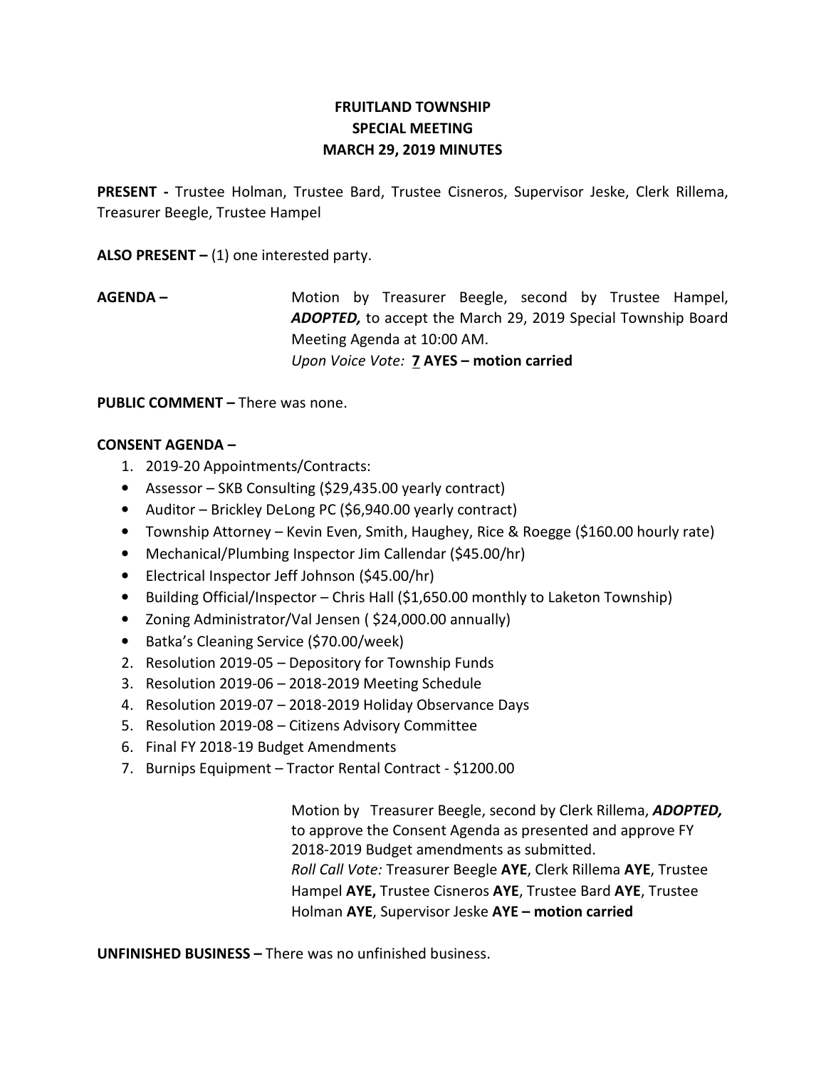# FRUITLAND TOWNSHIP
## SPECIAL MEETING
## MARCH 29, 2019 MINUTES

**PRESENT -** Trustee Holman, Trustee Bard, Trustee Cisneros, Supervisor Jeske, Clerk Rillema, Treasurer Beegle, Trustee Hampel

**ALSO PRESENT –** (1) one interested party.

**AGENDA –** Motion by Treasurer Beegle, second by Trustee Hampel, ***ADOPTED,*** to accept the March 29, 2019 Special Township Board Meeting Agenda at 10:00 AM.
*Upon Voice Vote:* **7 AYES – motion carried**

**PUBLIC COMMENT –** There was none.

**CONSENT AGENDA –**

1. 2019-20 Appointments/Contracts:
   - Assessor – SKB Consulting ($29,435.00 yearly contract)
   - Auditor – Brickley DeLong PC ($6,940.00 yearly contract)
   - Township Attorney – Kevin Even, Smith, Haughey, Rice & Roegge ($160.00 hourly rate)
   - Mechanical/Plumbing Inspector Jim Callendar ($45.00/hr)
   - Electrical Inspector Jeff Johnson ($45.00/hr)
   - Building Official/Inspector – Chris Hall ($1,650.00 monthly to Laketon Township)
   - Zoning Administrator/Val Jensen ( $24,000.00 annually)
   - Batka's Cleaning Service ($70.00/week)
2. Resolution 2019-05 – Depository for Township Funds
3. Resolution 2019-06 – 2018-2019 Meeting Schedule
4. Resolution 2019-07 – 2018-2019 Holiday Observance Days
5. Resolution 2019-08 – Citizens Advisory Committee
6. Final FY 2018-19 Budget Amendments
7. Burnips Equipment – Tractor Rental Contract - $1200.00

Motion by Treasurer Beegle, second by Clerk Rillema, ***ADOPTED,*** to approve the Consent Agenda as presented and approve FY 2018-2019 Budget amendments as submitted.
*Roll Call Vote:* Treasurer Beegle **AYE**, Clerk Rillema **AYE**, Trustee Hampel **AYE,** Trustee Cisneros **AYE**, Trustee Bard **AYE**, Trustee Holman **AYE**, Supervisor Jeske **AYE – motion carried**

**UNFINISHED BUSINESS –** There was no unfinished business.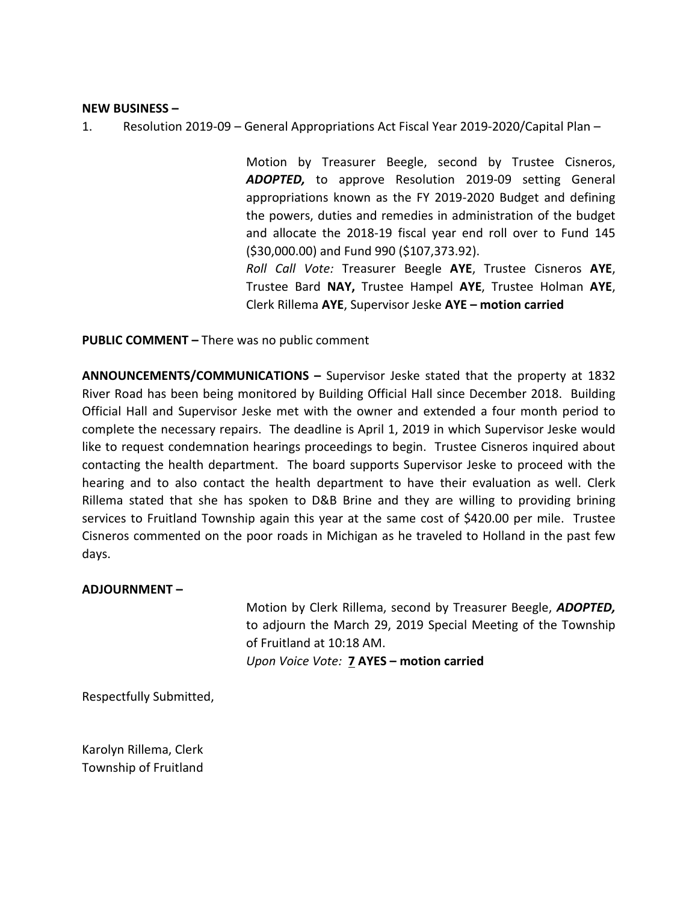**NEW BUSINESS –**

1. Resolution 2019-09 – General Appropriations Act Fiscal Year 2019-2020/Capital Plan –

Motion by Treasurer Beegle, second by Trustee Cisneros, ***ADOPTED,*** to approve Resolution 2019-09 setting General appropriations known as the FY 2019-2020 Budget and defining the powers, duties and remedies in administration of the budget and allocate the 2018-19 fiscal year end roll over to Fund 145 ($30,000.00) and Fund 990 ($107,373.92).
*Roll Call Vote:* Treasurer Beegle **AYE**, Trustee Cisneros **AYE**, Trustee Bard **NAY,** Trustee Hampel **AYE**, Trustee Holman **AYE**, Clerk Rillema **AYE**, Supervisor Jeske **AYE – motion carried**

**PUBLIC COMMENT –** There was no public comment

**ANNOUNCEMENTS/COMMUNICATIONS –** Supervisor Jeske stated that the property at 1832 River Road has been being monitored by Building Official Hall since December 2018. Building Official Hall and Supervisor Jeske met with the owner and extended a four month period to complete the necessary repairs. The deadline is April 1, 2019 in which Supervisor Jeske would like to request condemnation hearings proceedings to begin. Trustee Cisneros inquired about contacting the health department. The board supports Supervisor Jeske to proceed with the hearing and to also contact the health department to have their evaluation as well. Clerk Rillema stated that she has spoken to D&B Brine and they are willing to providing brining services to Fruitland Township again this year at the same cost of $420.00 per mile. Trustee Cisneros commented on the poor roads in Michigan as he traveled to Holland in the past few days.

**ADJOURNMENT –**

Motion by Clerk Rillema, second by Treasurer Beegle, ***ADOPTED,*** to adjourn the March 29, 2019 Special Meeting of the Township of Fruitland at 10:18 AM.
*Upon Voice Vote:* **7 AYES – motion carried**

Respectfully Submitted,

Karolyn Rillema, Clerk
Township of Fruitland